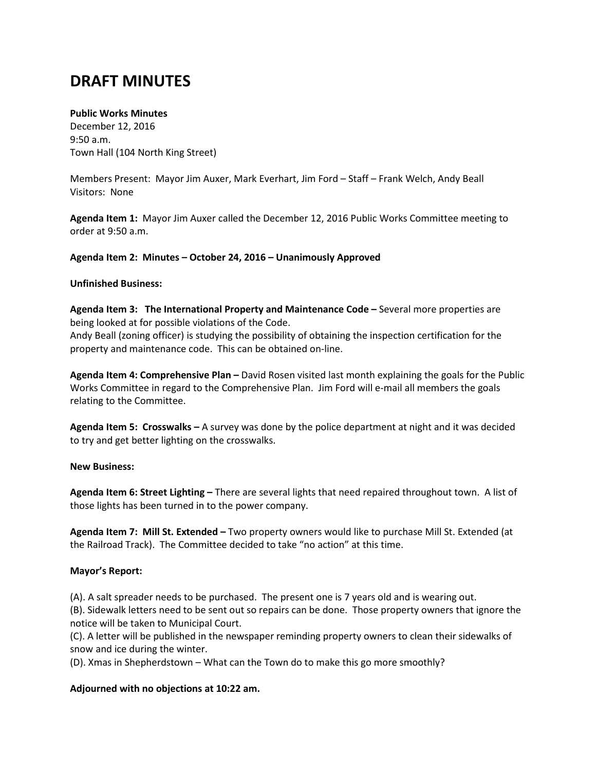# DRAFT MINUTES

**Public Works Minutes**
December 12, 2016
9:50 a.m.
Town Hall (104 North King Street)

Members Present: Mayor Jim Auxer, Mark Everhart, Jim Ford – Staff – Frank Welch, Andy Beall
Visitors: None

**Agenda Item 1:** Mayor Jim Auxer called the December 12, 2016 Public Works Committee meeting to order at 9:50 a.m.

**Agenda Item 2: Minutes – October 24, 2016 – Unanimously Approved**

**Unfinished Business:**

**Agenda Item 3: The International Property and Maintenance Code –** Several more properties are being looked at for possible violations of the Code.
Andy Beall (zoning officer) is studying the possibility of obtaining the inspection certification for the property and maintenance code. This can be obtained on-line.

**Agenda Item 4: Comprehensive Plan –** David Rosen visited last month explaining the goals for the Public Works Committee in regard to the Comprehensive Plan. Jim Ford will e-mail all members the goals relating to the Committee.

**Agenda Item 5: Crosswalks –** A survey was done by the police department at night and it was decided to try and get better lighting on the crosswalks.

**New Business:**

**Agenda Item 6: Street Lighting –** There are several lights that need repaired throughout town. A list of those lights has been turned in to the power company.

**Agenda Item 7: Mill St. Extended –** Two property owners would like to purchase Mill St. Extended (at the Railroad Track). The Committee decided to take "no action" at this time.

**Mayor's Report:**

(A). A salt spreader needs to be purchased. The present one is 7 years old and is wearing out.
(B). Sidewalk letters need to be sent out so repairs can be done. Those property owners that ignore the notice will be taken to Municipal Court.
(C). A letter will be published in the newspaper reminding property owners to clean their sidewalks of snow and ice during the winter.
(D). Xmas in Shepherdstown – What can the Town do to make this go more smoothly?

**Adjourned with no objections at 10:22 am.**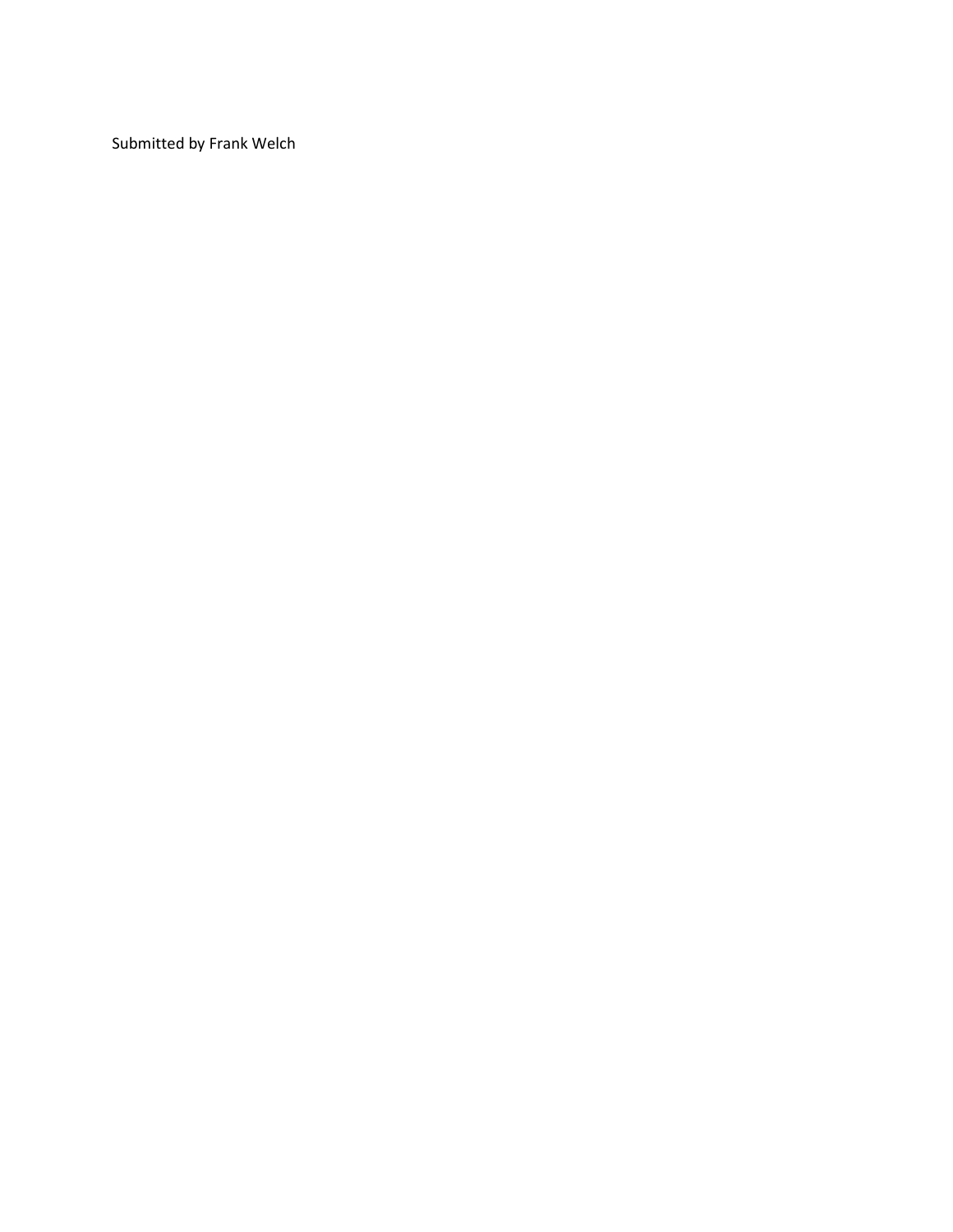Submitted by Frank Welch